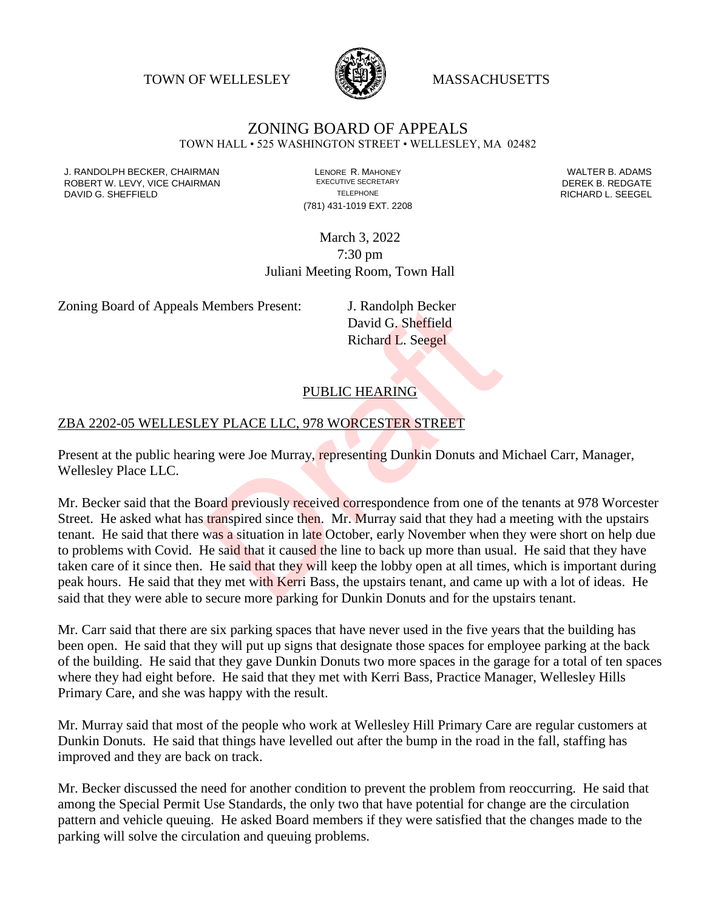TOWN OF WELLESLEY MASSACHUSETTS

# ZONING BOARD OF APPEALS

TOWN HALL • 525 WASHINGTON STREET • WELLESLEY, MA 02482

J. RANDOLPH BECKER, CHAIRMAN
ROBERT W. LEVY, VICE CHAIRMAN
DAVID G. SHEFFIELD

LENORE R. MAHONEY
EXECUTIVE SECRETARY
TELEPHONE
(781) 431-1019 EXT. 2208

WALTER B. ADAMS
DEREK B. REDGATE
RICHARD L. SEEGEL

March 3, 2022
7:30 pm
Juliani Meeting Room, Town Hall

Zoning Board of Appeals Members Present: J. Randolph Becker
David G. Sheffield
Richard L. Seegel

## PUBLIC HEARING

### ZBA 2202-05 WELLESLEY PLACE LLC, 978 WORCESTER STREET

Present at the public hearing were Joe Murray, representing Dunkin Donuts and Michael Carr, Manager, Wellesley Place LLC.

Mr. Becker said that the Board previously received correspondence from one of the tenants at 978 Worcester Street. He asked what has transpired since then. Mr. Murray said that they had a meeting with the upstairs tenant. He said that there was a situation in late October, early November when they were short on help due to problems with Covid. He said that it caused the line to back up more than usual. He said that they have taken care of it since then. He said that they will keep the lobby open at all times, which is important during peak hours. He said that they met with Kerri Bass, the upstairs tenant, and came up with a lot of ideas. He said that they were able to secure more parking for Dunkin Donuts and for the upstairs tenant.

Mr. Carr said that there are six parking spaces that have never used in the five years that the building has been open. He said that they will put up signs that designate those spaces for employee parking at the back of the building. He said that they gave Dunkin Donuts two more spaces in the garage for a total of ten spaces where they had eight before. He said that they met with Kerri Bass, Practice Manager, Wellesley Hills Primary Care, and she was happy with the result.

Mr. Murray said that most of the people who work at Wellesley Hill Primary Care are regular customers at Dunkin Donuts. He said that things have levelled out after the bump in the road in the fall, staffing has improved and they are back on track.

Mr. Becker discussed the need for another condition to prevent the problem from reoccurring. He said that among the Special Permit Use Standards, the only two that have potential for change are the circulation pattern and vehicle queuing. He asked Board members if they were satisfied that the changes made to the parking will solve the circulation and queuing problems.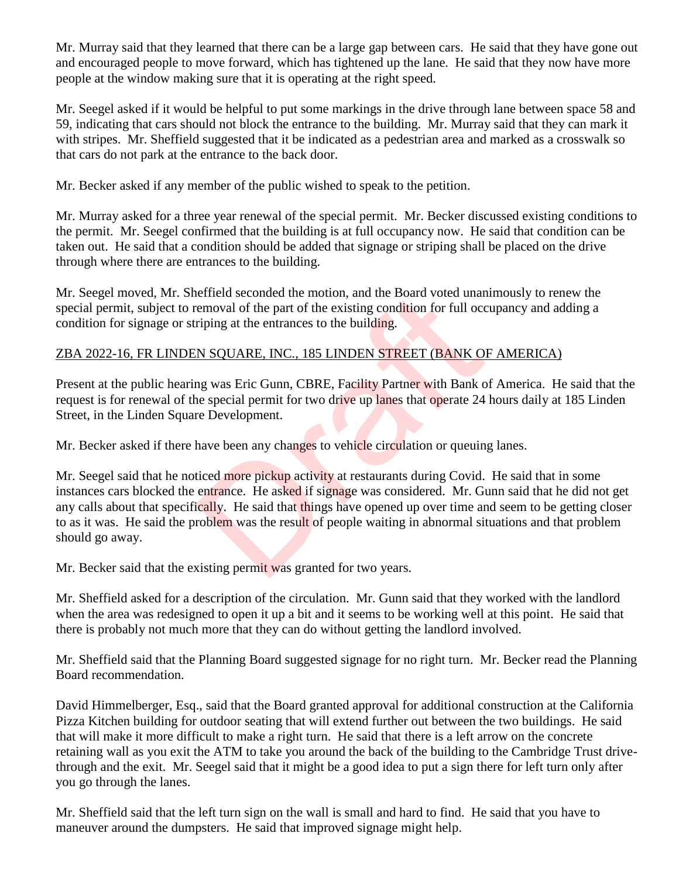Mr. Murray said that they learned that there can be a large gap between cars. He said that they have gone out and encouraged people to move forward, which has tightened up the lane. He said that they now have more people at the window making sure that it is operating at the right speed.

Mr. Seegel asked if it would be helpful to put some markings in the drive through lane between space 58 and 59, indicating that cars should not block the entrance to the building. Mr. Murray said that they can mark it with stripes. Mr. Sheffield suggested that it be indicated as a pedestrian area and marked as a crosswalk so that cars do not park at the entrance to the back door.

Mr. Becker asked if any member of the public wished to speak to the petition.

Mr. Murray asked for a three year renewal of the special permit. Mr. Becker discussed existing conditions to the permit. Mr. Seegel confirmed that the building is at full occupancy now. He said that condition can be taken out. He said that a condition should be added that signage or striping shall be placed on the drive through where there are entrances to the building.

Mr. Seegel moved, Mr. Sheffield seconded the motion, and the Board voted unanimously to renew the special permit, subject to removal of the part of the existing condition for full occupancy and adding a condition for signage or striping at the entrances to the building.

ZBA 2022-16, FR LINDEN SQUARE, INC., 185 LINDEN STREET (BANK OF AMERICA)

Present at the public hearing was Eric Gunn, CBRE, Facility Partner with Bank of America. He said that the request is for renewal of the special permit for two drive up lanes that operate 24 hours daily at 185 Linden Street, in the Linden Square Development.

Mr. Becker asked if there have been any changes to vehicle circulation or queuing lanes.

Mr. Seegel said that he noticed more pickup activity at restaurants during Covid. He said that in some instances cars blocked the entrance. He asked if signage was considered. Mr. Gunn said that he did not get any calls about that specifically. He said that things have opened up over time and seem to be getting closer to as it was. He said the problem was the result of people waiting in abnormal situations and that problem should go away.

Mr. Becker said that the existing permit was granted for two years.

Mr. Sheffield asked for a description of the circulation. Mr. Gunn said that they worked with the landlord when the area was redesigned to open it up a bit and it seems to be working well at this point. He said that there is probably not much more that they can do without getting the landlord involved.

Mr. Sheffield said that the Planning Board suggested signage for no right turn. Mr. Becker read the Planning Board recommendation.

David Himmelberger, Esq., said that the Board granted approval for additional construction at the California Pizza Kitchen building for outdoor seating that will extend further out between the two buildings. He said that will make it more difficult to make a right turn. He said that there is a left arrow on the concrete retaining wall as you exit the ATM to take you around the back of the building to the Cambridge Trust drive-through and the exit. Mr. Seegel said that it might be a good idea to put a sign there for left turn only after you go through the lanes.

Mr. Sheffield said that the left turn sign on the wall is small and hard to find. He said that you have to maneuver around the dumpsters. He said that improved signage might help.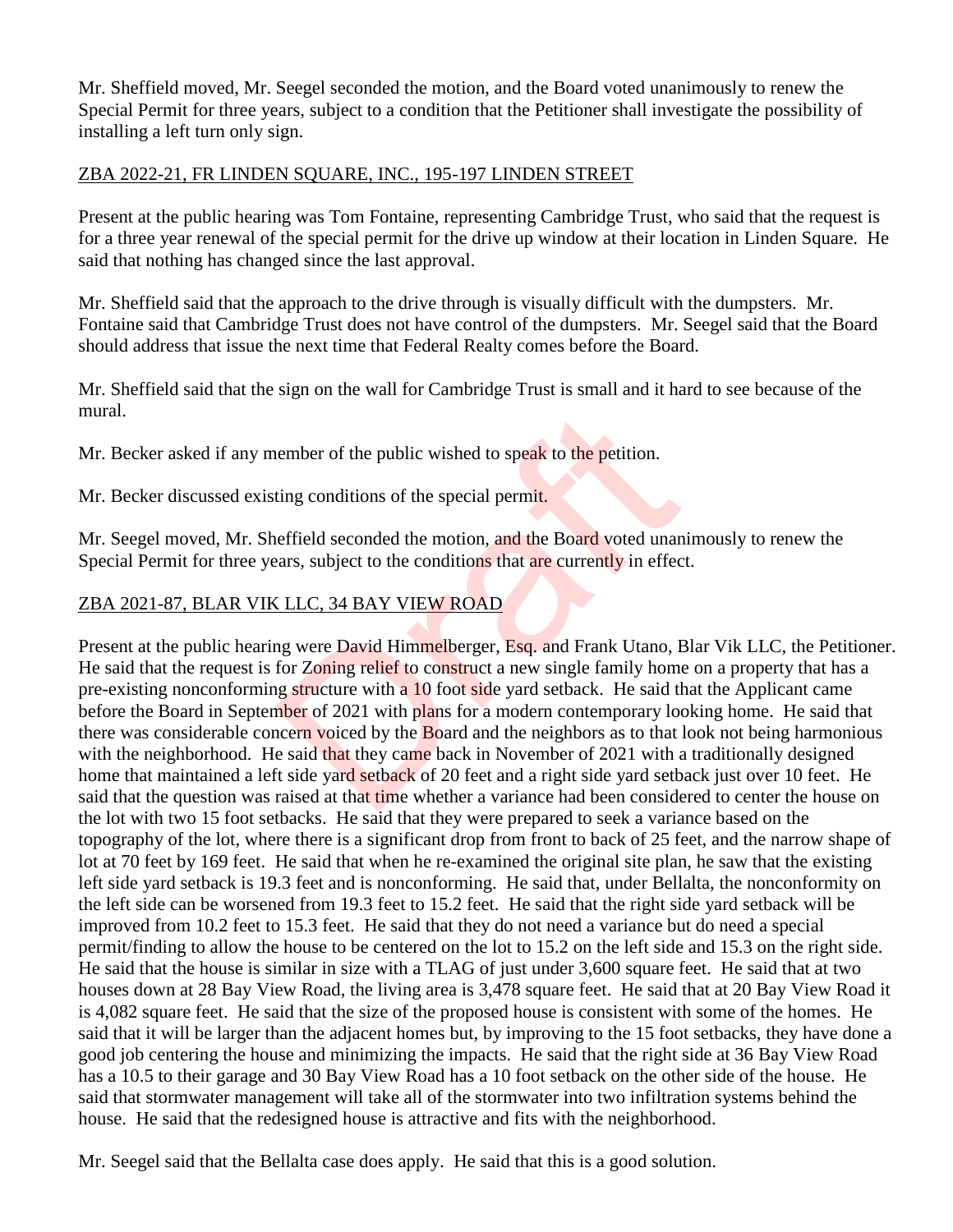Mr. Sheffield moved, Mr. Seegel seconded the motion, and the Board voted unanimously to renew the Special Permit for three years, subject to a condition that the Petitioner shall investigate the possibility of installing a left turn only sign.

ZBA 2022-21, FR LINDEN SQUARE, INC., 195-197 LINDEN STREET

Present at the public hearing was Tom Fontaine, representing Cambridge Trust, who said that the request is for a three year renewal of the special permit for the drive up window at their location in Linden Square. He said that nothing has changed since the last approval.

Mr. Sheffield said that the approach to the drive through is visually difficult with the dumpsters. Mr. Fontaine said that Cambridge Trust does not have control of the dumpsters. Mr. Seegel said that the Board should address that issue the next time that Federal Realty comes before the Board.

Mr. Sheffield said that the sign on the wall for Cambridge Trust is small and it hard to see because of the mural.

Mr. Becker asked if any member of the public wished to speak to the petition.

Mr. Becker discussed existing conditions of the special permit.

Mr. Seegel moved, Mr. Sheffield seconded the motion, and the Board voted unanimously to renew the Special Permit for three years, subject to the conditions that are currently in effect.

ZBA 2021-87, BLAR VIK LLC, 34 BAY VIEW ROAD

Present at the public hearing were David Himmelberger, Esq. and Frank Utano, Blar Vik LLC, the Petitioner. He said that the request is for Zoning relief to construct a new single family home on a property that has a pre-existing nonconforming structure with a 10 foot side yard setback. He said that the Applicant came before the Board in September of 2021 with plans for a modern contemporary looking home. He said that there was considerable concern voiced by the Board and the neighbors as to that look not being harmonious with the neighborhood. He said that they came back in November of 2021 with a traditionally designed home that maintained a left side yard setback of 20 feet and a right side yard setback just over 10 feet. He said that the question was raised at that time whether a variance had been considered to center the house on the lot with two 15 foot setbacks. He said that they were prepared to seek a variance based on the topography of the lot, where there is a significant drop from front to back of 25 feet, and the narrow shape of lot at 70 feet by 169 feet. He said that when he re-examined the original site plan, he saw that the existing left side yard setback is 19.3 feet and is nonconforming. He said that, under Bellalta, the nonconformity on the left side can be worsened from 19.3 feet to 15.2 feet. He said that the right side yard setback will be improved from 10.2 feet to 15.3 feet. He said that they do not need a variance but do need a special permit/finding to allow the house to be centered on the lot to 15.2 on the left side and 15.3 on the right side. He said that the house is similar in size with a TLAG of just under 3,600 square feet. He said that at two houses down at 28 Bay View Road, the living area is 3,478 square feet. He said that at 20 Bay View Road it is 4,082 square feet. He said that the size of the proposed house is consistent with some of the homes. He said that it will be larger than the adjacent homes but, by improving to the 15 foot setbacks, they have done a good job centering the house and minimizing the impacts. He said that the right side at 36 Bay View Road has a 10.5 to their garage and 30 Bay View Road has a 10 foot setback on the other side of the house. He said that stormwater management will take all of the stormwater into two infiltration systems behind the house. He said that the redesigned house is attractive and fits with the neighborhood.

Mr. Seegel said that the Bellalta case does apply. He said that this is a good solution.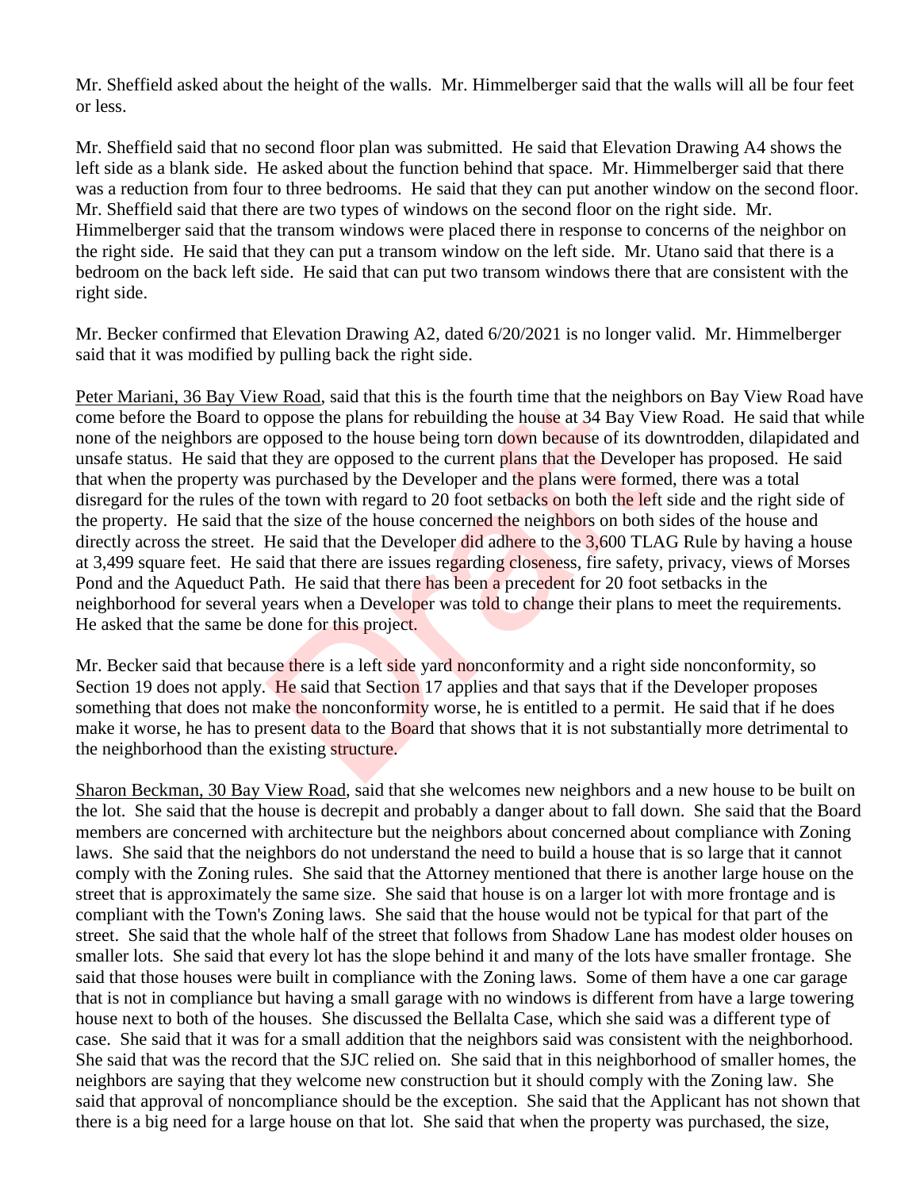Mr. Sheffield asked about the height of the walls. Mr. Himmelberger said that the walls will all be four feet or less.

Mr. Sheffield said that no second floor plan was submitted. He said that Elevation Drawing A4 shows the left side as a blank side. He asked about the function behind that space. Mr. Himmelberger said that there was a reduction from four to three bedrooms. He said that they can put another window on the second floor. Mr. Sheffield said that there are two types of windows on the second floor on the right side. Mr. Himmelberger said that the transom windows were placed there in response to concerns of the neighbor on the right side. He said that they can put a transom window on the left side. Mr. Utano said that there is a bedroom on the back left side. He said that can put two transom windows there that are consistent with the right side.

Mr. Becker confirmed that Elevation Drawing A2, dated 6/20/2021 is no longer valid. Mr. Himmelberger said that it was modified by pulling back the right side.

Peter Mariani, 36 Bay View Road, said that this is the fourth time that the neighbors on Bay View Road have come before the Board to oppose the plans for rebuilding the house at 34 Bay View Road. He said that while none of the neighbors are opposed to the house being torn down because of its downtrodden, dilapidated and unsafe status. He said that they are opposed to the current plans that the Developer has proposed. He said that when the property was purchased by the Developer and the plans were formed, there was a total disregard for the rules of the town with regard to 20 foot setbacks on both the left side and the right side of the property. He said that the size of the house concerned the neighbors on both sides of the house and directly across the street. He said that the Developer did adhere to the 3,600 TLAG Rule by having a house at 3,499 square feet. He said that there are issues regarding closeness, fire safety, privacy, views of Morses Pond and the Aqueduct Path. He said that there has been a precedent for 20 foot setbacks in the neighborhood for several years when a Developer was told to change their plans to meet the requirements. He asked that the same be done for this project.

Mr. Becker said that because there is a left side yard nonconformity and a right side nonconformity, so Section 19 does not apply. He said that Section 17 applies and that says that if the Developer proposes something that does not make the nonconformity worse, he is entitled to a permit. He said that if he does make it worse, he has to present data to the Board that shows that it is not substantially more detrimental to the neighborhood than the existing structure.

Sharon Beckman, 30 Bay View Road, said that she welcomes new neighbors and a new house to be built on the lot. She said that the house is decrepit and probably a danger about to fall down. She said that the Board members are concerned with architecture but the neighbors about concerned about compliance with Zoning laws. She said that the neighbors do not understand the need to build a house that is so large that it cannot comply with the Zoning rules. She said that the Attorney mentioned that there is another large house on the street that is approximately the same size. She said that house is on a larger lot with more frontage and is compliant with the Town's Zoning laws. She said that the house would not be typical for that part of the street. She said that the whole half of the street that follows from Shadow Lane has modest older houses on smaller lots. She said that every lot has the slope behind it and many of the lots have smaller frontage. She said that those houses were built in compliance with the Zoning laws. Some of them have a one car garage that is not in compliance but having a small garage with no windows is different from have a large towering house next to both of the houses. She discussed the Bellalta Case, which she said was a different type of case. She said that it was for a small addition that the neighbors said was consistent with the neighborhood. She said that was the record that the SJC relied on. She said that in this neighborhood of smaller homes, the neighbors are saying that they welcome new construction but it should comply with the Zoning law. She said that approval of noncompliance should be the exception. She said that the Applicant has not shown that there is a big need for a large house on that lot. She said that when the property was purchased, the size,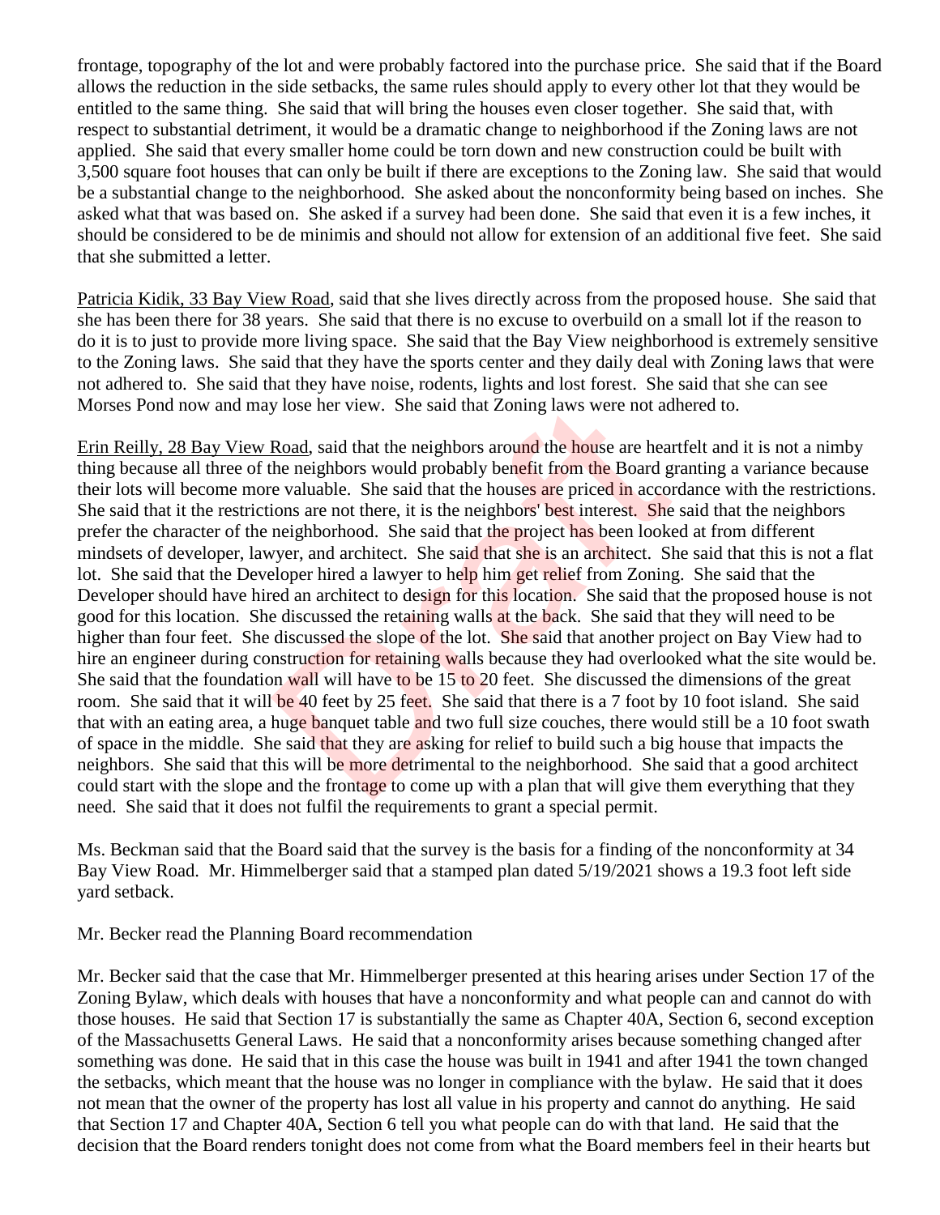frontage, topography of the lot and were probably factored into the purchase price. She said that if the Board allows the reduction in the side setbacks, the same rules should apply to every other lot that they would be entitled to the same thing. She said that will bring the houses even closer together. She said that, with respect to substantial detriment, it would be a dramatic change to neighborhood if the Zoning laws are not applied. She said that every smaller home could be torn down and new construction could be built with 3,500 square foot houses that can only be built if there are exceptions to the Zoning law. She said that would be a substantial change to the neighborhood. She asked about the nonconformity being based on inches. She asked what that was based on. She asked if a survey had been done. She said that even it is a few inches, it should be considered to be de minimis and should not allow for extension of an additional five feet. She said that she submitted a letter.

Patricia Kidik, 33 Bay View Road, said that she lives directly across from the proposed house. She said that she has been there for 38 years. She said that there is no excuse to overbuild on a small lot if the reason to do it is to just to provide more living space. She said that the Bay View neighborhood is extremely sensitive to the Zoning laws. She said that they have the sports center and they daily deal with Zoning laws that were not adhered to. She said that they have noise, rodents, lights and lost forest. She said that she can see Morses Pond now and may lose her view. She said that Zoning laws were not adhered to.

Erin Reilly, 28 Bay View Road, said that the neighbors around the house are heartfelt and it is not a nimby thing because all three of the neighbors would probably benefit from the Board granting a variance because their lots will become more valuable. She said that the houses are priced in accordance with the restrictions. She said that it the restrictions are not there, it is the neighbors' best interest. She said that the neighbors prefer the character of the neighborhood. She said that the project has been looked at from different mindsets of developer, lawyer, and architect. She said that she is an architect. She said that this is not a flat lot. She said that the Developer hired a lawyer to help him get relief from Zoning. She said that the Developer should have hired an architect to design for this location. She said that the proposed house is not good for this location. She discussed the retaining walls at the back. She said that they will need to be higher than four feet. She discussed the slope of the lot. She said that another project on Bay View had to hire an engineer during construction for retaining walls because they had overlooked what the site would be. She said that the foundation wall will have to be 15 to 20 feet. She discussed the dimensions of the great room. She said that it will be 40 feet by 25 feet. She said that there is a 7 foot by 10 foot island. She said that with an eating area, a huge banquet table and two full size couches, there would still be a 10 foot swath of space in the middle. She said that they are asking for relief to build such a big house that impacts the neighbors. She said that this will be more detrimental to the neighborhood. She said that a good architect could start with the slope and the frontage to come up with a plan that will give them everything that they need. She said that it does not fulfil the requirements to grant a special permit.

Ms. Beckman said that the Board said that the survey is the basis for a finding of the nonconformity at 34 Bay View Road. Mr. Himmelberger said that a stamped plan dated 5/19/2021 shows a 19.3 foot left side yard setback.

Mr. Becker read the Planning Board recommendation

Mr. Becker said that the case that Mr. Himmelberger presented at this hearing arises under Section 17 of the Zoning Bylaw, which deals with houses that have a nonconformity and what people can and cannot do with those houses. He said that Section 17 is substantially the same as Chapter 40A, Section 6, second exception of the Massachusetts General Laws. He said that a nonconformity arises because something changed after something was done. He said that in this case the house was built in 1941 and after 1941 the town changed the setbacks, which meant that the house was no longer in compliance with the bylaw. He said that it does not mean that the owner of the property has lost all value in his property and cannot do anything. He said that Section 17 and Chapter 40A, Section 6 tell you what people can do with that land. He said that the decision that the Board renders tonight does not come from what the Board members feel in their hearts but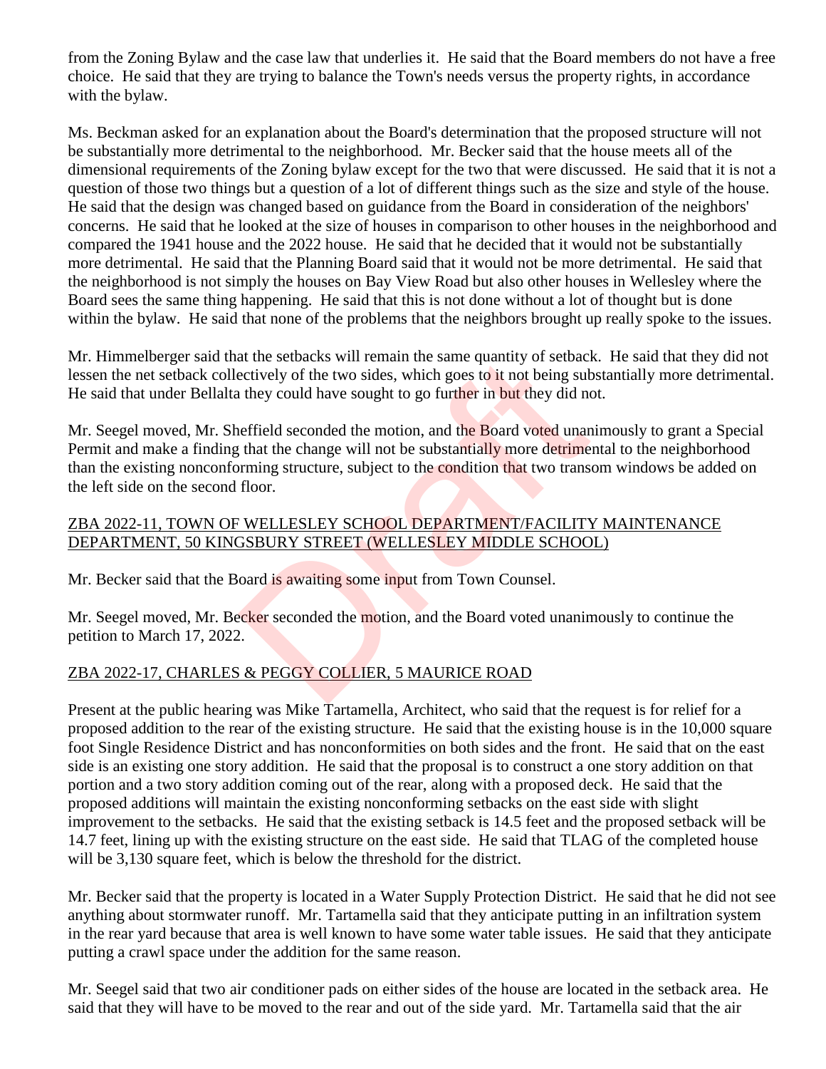from the Zoning Bylaw and the case law that underlies it. He said that the Board members do not have a free choice. He said that they are trying to balance the Town's needs versus the property rights, in accordance with the bylaw.

Ms. Beckman asked for an explanation about the Board's determination that the proposed structure will not be substantially more detrimental to the neighborhood. Mr. Becker said that the house meets all of the dimensional requirements of the Zoning bylaw except for the two that were discussed. He said that it is not a question of those two things but a question of a lot of different things such as the size and style of the house. He said that the design was changed based on guidance from the Board in consideration of the neighbors' concerns. He said that he looked at the size of houses in comparison to other houses in the neighborhood and compared the 1941 house and the 2022 house. He said that he decided that it would not be substantially more detrimental. He said that the Planning Board said that it would not be more detrimental. He said that the neighborhood is not simply the houses on Bay View Road but also other houses in Wellesley where the Board sees the same thing happening. He said that this is not done without a lot of thought but is done within the bylaw. He said that none of the problems that the neighbors brought up really spoke to the issues.

Mr. Himmelberger said that the setbacks will remain the same quantity of setback. He said that they did not lessen the net setback collectively of the two sides, which goes to it not being substantially more detrimental. He said that under Bellalta they could have sought to go further in but they did not.

Mr. Seegel moved, Mr. Sheffield seconded the motion, and the Board voted unanimously to grant a Special Permit and make a finding that the change will not be substantially more detrimental to the neighborhood than the existing nonconforming structure, subject to the condition that two transom windows be added on the left side on the second floor.

ZBA 2022-11, TOWN OF WELLESLEY SCHOOL DEPARTMENT/FACILITY MAINTENANCE DEPARTMENT, 50 KINGSBURY STREET (WELLESLEY MIDDLE SCHOOL)

Mr. Becker said that the Board is awaiting some input from Town Counsel.

Mr. Seegel moved, Mr. Becker seconded the motion, and the Board voted unanimously to continue the petition to March 17, 2022.

ZBA 2022-17, CHARLES & PEGGY COLLIER, 5 MAURICE ROAD

Present at the public hearing was Mike Tartamella, Architect, who said that the request is for relief for a proposed addition to the rear of the existing structure. He said that the existing house is in the 10,000 square foot Single Residence District and has nonconformities on both sides and the front. He said that on the east side is an existing one story addition. He said that the proposal is to construct a one story addition on that portion and a two story addition coming out of the rear, along with a proposed deck. He said that the proposed additions will maintain the existing nonconforming setbacks on the east side with slight improvement to the setbacks. He said that the existing setback is 14.5 feet and the proposed setback will be 14.7 feet, lining up with the existing structure on the east side. He said that TLAG of the completed house will be 3,130 square feet, which is below the threshold for the district.

Mr. Becker said that the property is located in a Water Supply Protection District. He said that he did not see anything about stormwater runoff. Mr. Tartamella said that they anticipate putting in an infiltration system in the rear yard because that area is well known to have some water table issues. He said that they anticipate putting a crawl space under the addition for the same reason.

Mr. Seegel said that two air conditioner pads on either sides of the house are located in the setback area. He said that they will have to be moved to the rear and out of the side yard. Mr. Tartamella said that the air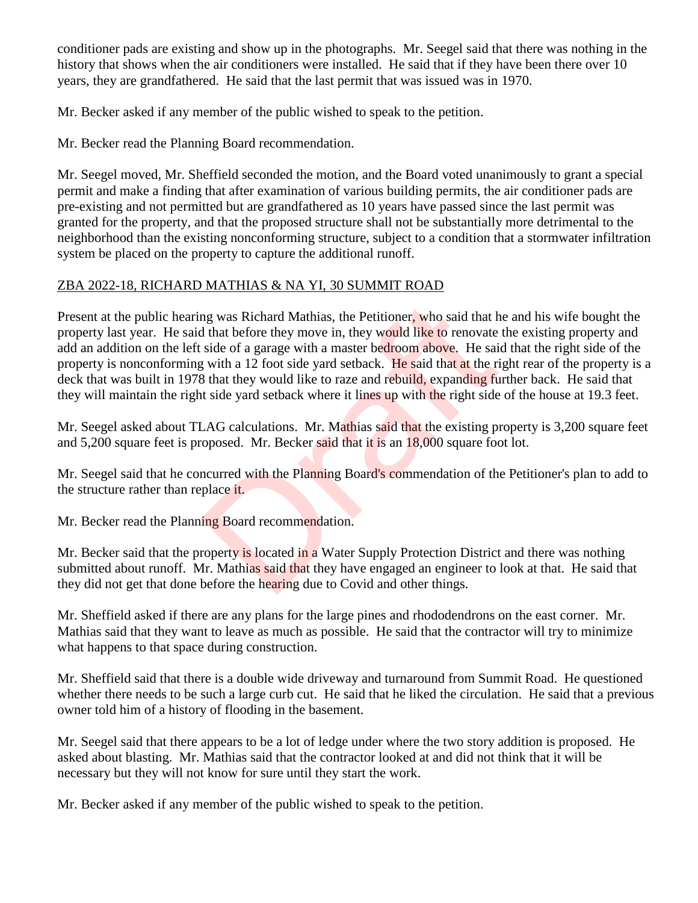conditioner pads are existing and show up in the photographs. Mr. Seegel said that there was nothing in the history that shows when the air conditioners were installed. He said that if they have been there over 10 years, they are grandfathered. He said that the last permit that was issued was in 1970.

Mr. Becker asked if any member of the public wished to speak to the petition.

Mr. Becker read the Planning Board recommendation.

Mr. Seegel moved, Mr. Sheffield seconded the motion, and the Board voted unanimously to grant a special permit and make a finding that after examination of various building permits, the air conditioner pads are pre-existing and not permitted but are grandfathered as 10 years have passed since the last permit was granted for the property, and that the proposed structure shall not be substantially more detrimental to the neighborhood than the existing nonconforming structure, subject to a condition that a stormwater infiltration system be placed on the property to capture the additional runoff.

ZBA 2022-18, RICHARD MATHIAS & NA YI, 30 SUMMIT ROAD

Present at the public hearing was Richard Mathias, the Petitioner, who said that he and his wife bought the property last year. He said that before they move in, they would like to renovate the existing property and add an addition on the left side of a garage with a master bedroom above. He said that the right side of the property is nonconforming with a 12 foot side yard setback. He said that at the right rear of the property is a deck that was built in 1978 that they would like to raze and rebuild, expanding further back. He said that they will maintain the right side yard setback where it lines up with the right side of the house at 19.3 feet.

Mr. Seegel asked about TLAG calculations. Mr. Mathias said that the existing property is 3,200 square feet and 5,200 square feet is proposed. Mr. Becker said that it is an 18,000 square foot lot.

Mr. Seegel said that he concurred with the Planning Board's commendation of the Petitioner's plan to add to the structure rather than replace it.

Mr. Becker read the Planning Board recommendation.

Mr. Becker said that the property is located in a Water Supply Protection District and there was nothing submitted about runoff. Mr. Mathias said that they have engaged an engineer to look at that. He said that they did not get that done before the hearing due to Covid and other things.

Mr. Sheffield asked if there are any plans for the large pines and rhododendrons on the east corner. Mr. Mathias said that they want to leave as much as possible. He said that the contractor will try to minimize what happens to that space during construction.

Mr. Sheffield said that there is a double wide driveway and turnaround from Summit Road. He questioned whether there needs to be such a large curb cut. He said that he liked the circulation. He said that a previous owner told him of a history of flooding in the basement.

Mr. Seegel said that there appears to be a lot of ledge under where the two story addition is proposed. He asked about blasting. Mr. Mathias said that the contractor looked at and did not think that it will be necessary but they will not know for sure until they start the work.

Mr. Becker asked if any member of the public wished to speak to the petition.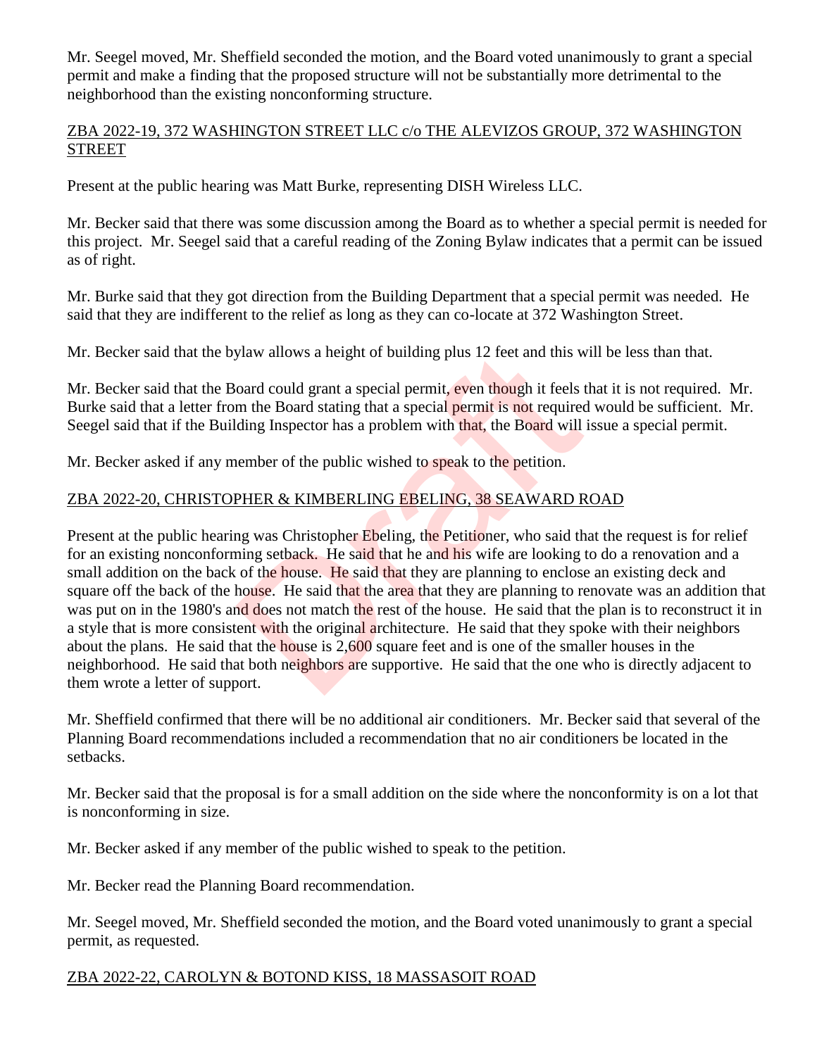Mr. Seegel moved, Mr. Sheffield seconded the motion, and the Board voted unanimously to grant a special permit and make a finding that the proposed structure will not be substantially more detrimental to the neighborhood than the existing nonconforming structure.

ZBA 2022-19, 372 WASHINGTON STREET LLC c/o THE ALEVIZOS GROUP, 372 WASHINGTON STREET

Present at the public hearing was Matt Burke, representing DISH Wireless LLC.

Mr. Becker said that there was some discussion among the Board as to whether a special permit is needed for this project. Mr. Seegel said that a careful reading of the Zoning Bylaw indicates that a permit can be issued as of right.

Mr. Burke said that they got direction from the Building Department that a special permit was needed. He said that they are indifferent to the relief as long as they can co-locate at 372 Washington Street.

Mr. Becker said that the bylaw allows a height of building plus 12 feet and this will be less than that.

Mr. Becker said that the Board could grant a special permit, even though it feels that it is not required. Mr. Burke said that a letter from the Board stating that a special permit is not required would be sufficient. Mr. Seegel said that if the Building Inspector has a problem with that, the Board will issue a special permit.

Mr. Becker asked if any member of the public wished to speak to the petition.

ZBA 2022-20, CHRISTOPHER & KIMBERLING EBELING, 38 SEAWARD ROAD

Present at the public hearing was Christopher Ebeling, the Petitioner, who said that the request is for relief for an existing nonconforming setback. He said that he and his wife are looking to do a renovation and a small addition on the back of the house. He said that they are planning to enclose an existing deck and square off the back of the house. He said that the area that they are planning to renovate was an addition that was put on in the 1980's and does not match the rest of the house. He said that the plan is to reconstruct it in a style that is more consistent with the original architecture. He said that they spoke with their neighbors about the plans. He said that the house is 2,600 square feet and is one of the smaller houses in the neighborhood. He said that both neighbors are supportive. He said that the one who is directly adjacent to them wrote a letter of support.

Mr. Sheffield confirmed that there will be no additional air conditioners. Mr. Becker said that several of the Planning Board recommendations included a recommendation that no air conditioners be located in the setbacks.

Mr. Becker said that the proposal is for a small addition on the side where the nonconformity is on a lot that is nonconforming in size.

Mr. Becker asked if any member of the public wished to speak to the petition.

Mr. Becker read the Planning Board recommendation.

Mr. Seegel moved, Mr. Sheffield seconded the motion, and the Board voted unanimously to grant a special permit, as requested.

ZBA 2022-22, CAROLYN & BOTOND KISS, 18 MASSASOIT ROAD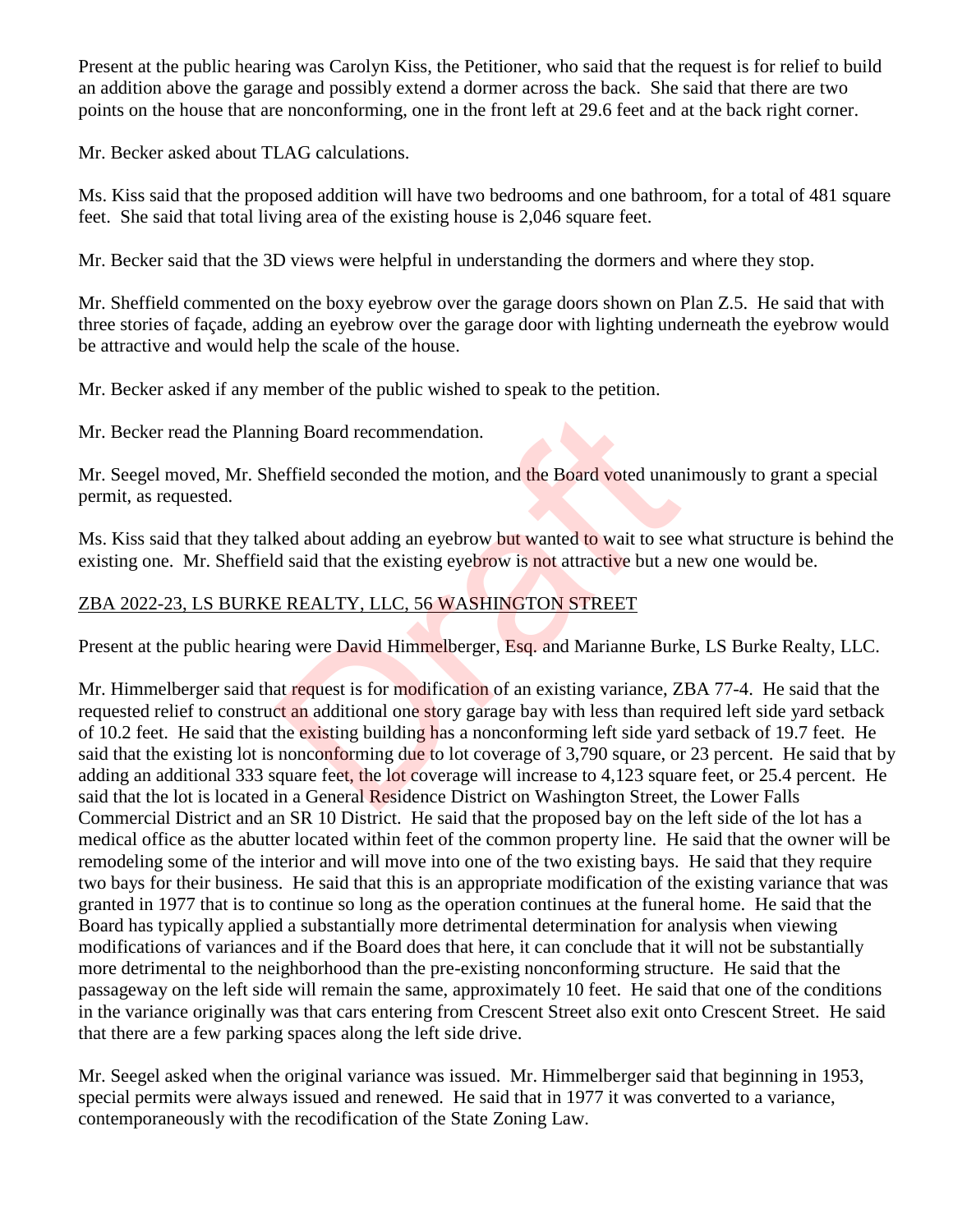Present at the public hearing was Carolyn Kiss, the Petitioner, who said that the request is for relief to build an addition above the garage and possibly extend a dormer across the back. She said that there are two points on the house that are nonconforming, one in the front left at 29.6 feet and at the back right corner.

Mr. Becker asked about TLAG calculations.

Ms. Kiss said that the proposed addition will have two bedrooms and one bathroom, for a total of 481 square feet. She said that total living area of the existing house is 2,046 square feet.

Mr. Becker said that the 3D views were helpful in understanding the dormers and where they stop.

Mr. Sheffield commented on the boxy eyebrow over the garage doors shown on Plan Z.5. He said that with three stories of façade, adding an eyebrow over the garage door with lighting underneath the eyebrow would be attractive and would help the scale of the house.

Mr. Becker asked if any member of the public wished to speak to the petition.

Mr. Becker read the Planning Board recommendation.

Mr. Seegel moved, Mr. Sheffield seconded the motion, and the Board voted unanimously to grant a special permit, as requested.

Ms. Kiss said that they talked about adding an eyebrow but wanted to wait to see what structure is behind the existing one. Mr. Sheffield said that the existing eyebrow is not attractive but a new one would be.

ZBA 2022-23, LS BURKE REALTY, LLC, 56 WASHINGTON STREET

Present at the public hearing were David Himmelberger, Esq. and Marianne Burke, LS Burke Realty, LLC.

Mr. Himmelberger said that request is for modification of an existing variance, ZBA 77-4. He said that the requested relief to construct an additional one story garage bay with less than required left side yard setback of 10.2 feet. He said that the existing building has a nonconforming left side yard setback of 19.7 feet. He said that the existing lot is nonconforming due to lot coverage of 3,790 square, or 23 percent. He said that by adding an additional 333 square feet, the lot coverage will increase to 4,123 square feet, or 25.4 percent. He said that the lot is located in a General Residence District on Washington Street, the Lower Falls Commercial District and an SR 10 District. He said that the proposed bay on the left side of the lot has a medical office as the abutter located within feet of the common property line. He said that the owner will be remodeling some of the interior and will move into one of the two existing bays. He said that they require two bays for their business. He said that this is an appropriate modification of the existing variance that was granted in 1977 that is to continue so long as the operation continues at the funeral home. He said that the Board has typically applied a substantially more detrimental determination for analysis when viewing modifications of variances and if the Board does that here, it can conclude that it will not be substantially more detrimental to the neighborhood than the pre-existing nonconforming structure. He said that the passageway on the left side will remain the same, approximately 10 feet. He said that one of the conditions in the variance originally was that cars entering from Crescent Street also exit onto Crescent Street. He said that there are a few parking spaces along the left side drive.

Mr. Seegel asked when the original variance was issued. Mr. Himmelberger said that beginning in 1953, special permits were always issued and renewed. He said that in 1977 it was converted to a variance, contemporaneously with the recodification of the State Zoning Law.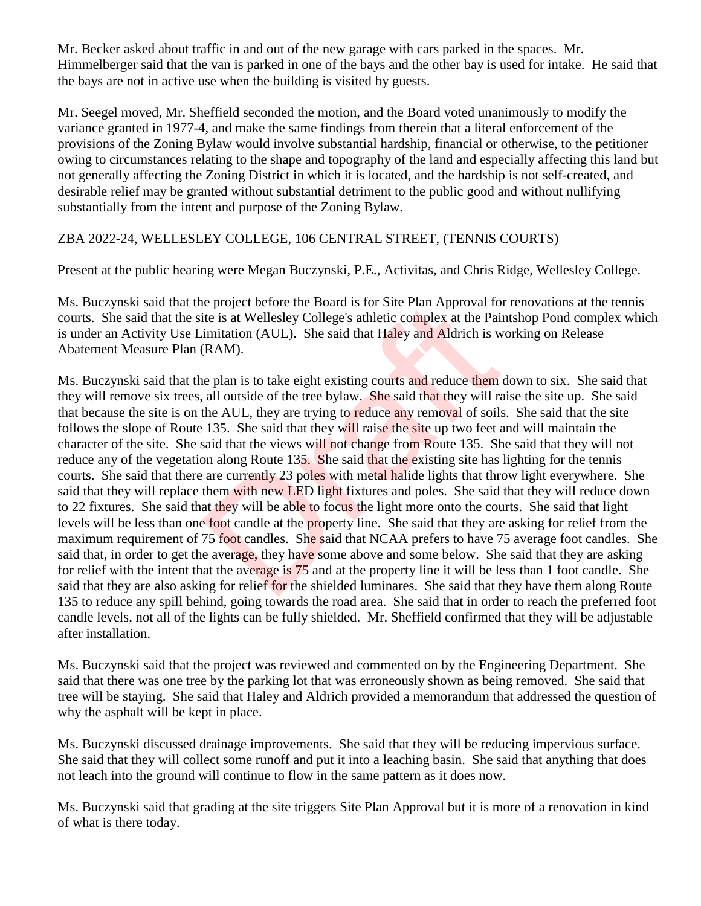Mr. Becker asked about traffic in and out of the new garage with cars parked in the spaces. Mr. Himmelberger said that the van is parked in one of the bays and the other bay is used for intake. He said that the bays are not in active use when the building is visited by guests.

Mr. Seegel moved, Mr. Sheffield seconded the motion, and the Board voted unanimously to modify the variance granted in 1977-4, and make the same findings from therein that a literal enforcement of the provisions of the Zoning Bylaw would involve substantial hardship, financial or otherwise, to the petitioner owing to circumstances relating to the shape and topography of the land and especially affecting this land but not generally affecting the Zoning District in which it is located, and the hardship is not self-created, and desirable relief may be granted without substantial detriment to the public good and without nullifying substantially from the intent and purpose of the Zoning Bylaw.

ZBA 2022-24, WELLESLEY COLLEGE, 106 CENTRAL STREET, (TENNIS COURTS)

Present at the public hearing were Megan Buczynski, P.E., Activitas, and Chris Ridge, Wellesley College.

Ms. Buczynski said that the project before the Board is for Site Plan Approval for renovations at the tennis courts. She said that the site is at Wellesley College's athletic complex at the Paintshop Pond complex which is under an Activity Use Limitation (AUL). She said that Haley and Aldrich is working on Release Abatement Measure Plan (RAM).

Ms. Buczynski said that the plan is to take eight existing courts and reduce them down to six. She said that they will remove six trees, all outside of the tree bylaw. She said that they will raise the site up. She said that because the site is on the AUL, they are trying to reduce any removal of soils. She said that the site follows the slope of Route 135. She said that they will raise the site up two feet and will maintain the character of the site. She said that the views will not change from Route 135. She said that they will not reduce any of the vegetation along Route 135. She said that the existing site has lighting for the tennis courts. She said that there are currently 23 poles with metal halide lights that throw light everywhere. She said that they will replace them with new LED light fixtures and poles. She said that they will reduce down to 22 fixtures. She said that they will be able to focus the light more onto the courts. She said that light levels will be less than one foot candle at the property line. She said that they are asking for relief from the maximum requirement of 75 foot candles. She said that NCAA prefers to have 75 average foot candles. She said that, in order to get the average, they have some above and some below. She said that they are asking for relief with the intent that the average is 75 and at the property line it will be less than 1 foot candle. She said that they are also asking for relief for the shielded luminares. She said that they have them along Route 135 to reduce any spill behind, going towards the road area. She said that in order to reach the preferred foot candle levels, not all of the lights can be fully shielded. Mr. Sheffield confirmed that they will be adjustable after installation.

Ms. Buczynski said that the project was reviewed and commented on by the Engineering Department. She said that there was one tree by the parking lot that was erroneously shown as being removed. She said that tree will be staying. She said that Haley and Aldrich provided a memorandum that addressed the question of why the asphalt will be kept in place.

Ms. Buczynski discussed drainage improvements. She said that they will be reducing impervious surface. She said that they will collect some runoff and put it into a leaching basin. She said that anything that does not leach into the ground will continue to flow in the same pattern as it does now.

Ms. Buczynski said that grading at the site triggers Site Plan Approval but it is more of a renovation in kind of what is there today.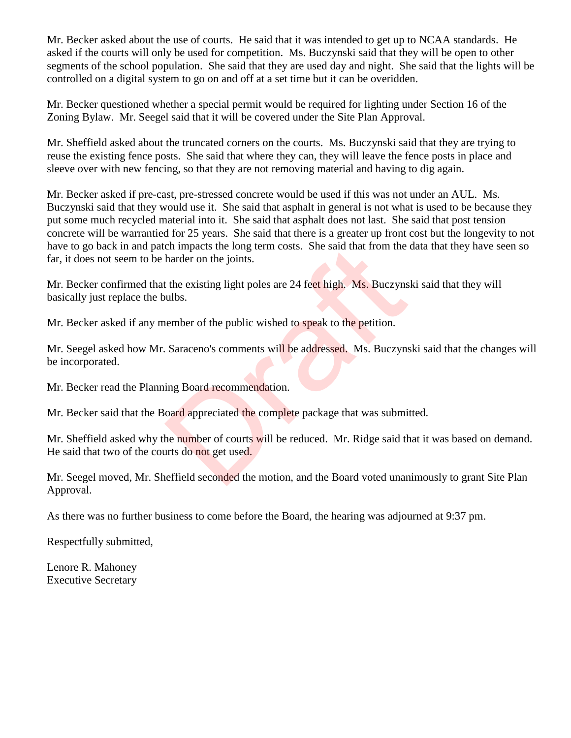Mr. Becker asked about the use of courts. He said that it was intended to get up to NCAA standards. He asked if the courts will only be used for competition. Ms. Buczynski said that they will be open to other segments of the school population. She said that they are used day and night. She said that the lights will be controlled on a digital system to go on and off at a set time but it can be overidden.

Mr. Becker questioned whether a special permit would be required for lighting under Section 16 of the Zoning Bylaw. Mr. Seegel said that it will be covered under the Site Plan Approval.

Mr. Sheffield asked about the truncated corners on the courts. Ms. Buczynski said that they are trying to reuse the existing fence posts. She said that where they can, they will leave the fence posts in place and sleeve over with new fencing, so that they are not removing material and having to dig again.

Mr. Becker asked if pre-cast, pre-stressed concrete would be used if this was not under an AUL. Ms. Buczynski said that they would use it. She said that asphalt in general is not what is used to be because they put some much recycled material into it. She said that asphalt does not last. She said that post tension concrete will be warrantied for 25 years. She said that there is a greater up front cost but the longevity to not have to go back in and patch impacts the long term costs. She said that from the data that they have seen so far, it does not seem to be harder on the joints.

Mr. Becker confirmed that the existing light poles are 24 feet high. Ms. Buczynski said that they will basically just replace the bulbs.

Mr. Becker asked if any member of the public wished to speak to the petition.

Mr. Seegel asked how Mr. Saraceno's comments will be addressed. Ms. Buczynski said that the changes will be incorporated.

Mr. Becker read the Planning Board recommendation.

Mr. Becker said that the Board appreciated the complete package that was submitted.

Mr. Sheffield asked why the number of courts will be reduced. Mr. Ridge said that it was based on demand. He said that two of the courts do not get used.

Mr. Seegel moved, Mr. Sheffield seconded the motion, and the Board voted unanimously to grant Site Plan Approval.

As there was no further business to come before the Board, the hearing was adjourned at 9:37 pm.

Respectfully submitted,

Lenore R. Mahoney
Executive Secretary